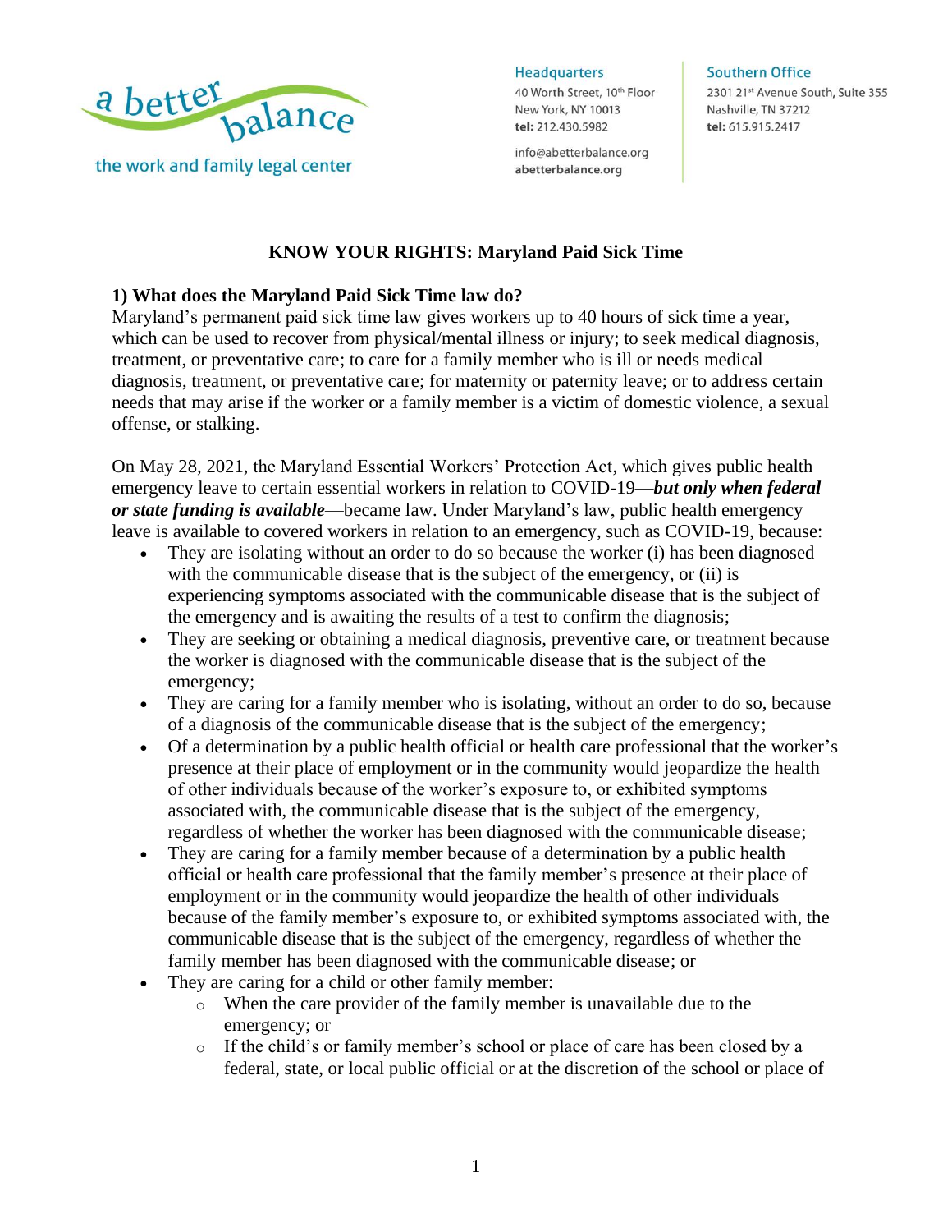a better balance

the work and family legal center

**Headquarters**
40 Worth Street, 10th Floor
New York, NY 10013
**tel:** 212.430.5982

info@abetterbalance.org
**abetterbalance.org**

**Southern Office**
2301 21st Avenue South, Suite 355
Nashville, TN 37212
**tel:** 615.915.2417

# KNOW YOUR RIGHTS: Maryland Paid Sick Time

## 1) What does the Maryland Paid Sick Time law do?

Maryland's permanent paid sick time law gives workers up to 40 hours of sick time a year, which can be used to recover from physical/mental illness or injury; to seek medical diagnosis, treatment, or preventative care; to care for a family member who is ill or needs medical diagnosis, treatment, or preventative care; for maternity or paternity leave; or to address certain needs that may arise if the worker or a family member is a victim of domestic violence, a sexual offense, or stalking.

On May 28, 2021, the Maryland Essential Workers' Protection Act, which gives public health emergency leave to certain essential workers in relation to COVID-19—***but only when federal or state funding is available***—became law. Under Maryland's law, public health emergency leave is available to covered workers in relation to an emergency, such as COVID-19, because:

- They are isolating without an order to do so because the worker (i) has been diagnosed with the communicable disease that is the subject of the emergency, or (ii) is experiencing symptoms associated with the communicable disease that is the subject of the emergency and is awaiting the results of a test to confirm the diagnosis;
- They are seeking or obtaining a medical diagnosis, preventive care, or treatment because the worker is diagnosed with the communicable disease that is the subject of the emergency;
- They are caring for a family member who is isolating, without an order to do so, because of a diagnosis of the communicable disease that is the subject of the emergency;
- Of a determination by a public health official or health care professional that the worker's presence at their place of employment or in the community would jeopardize the health of other individuals because of the worker's exposure to, or exhibited symptoms associated with, the communicable disease that is the subject of the emergency, regardless of whether the worker has been diagnosed with the communicable disease;
- They are caring for a family member because of a determination by a public health official or health care professional that the family member's presence at their place of employment or in the community would jeopardize the health of other individuals because of the family member's exposure to, or exhibited symptoms associated with, the communicable disease that is the subject of the emergency, regardless of whether the family member has been diagnosed with the communicable disease; or
- They are caring for a child or other family member:
  - When the care provider of the family member is unavailable due to the emergency; or
  - If the child's or family member's school or place of care has been closed by a federal, state, or local public official or at the discretion of the school or place of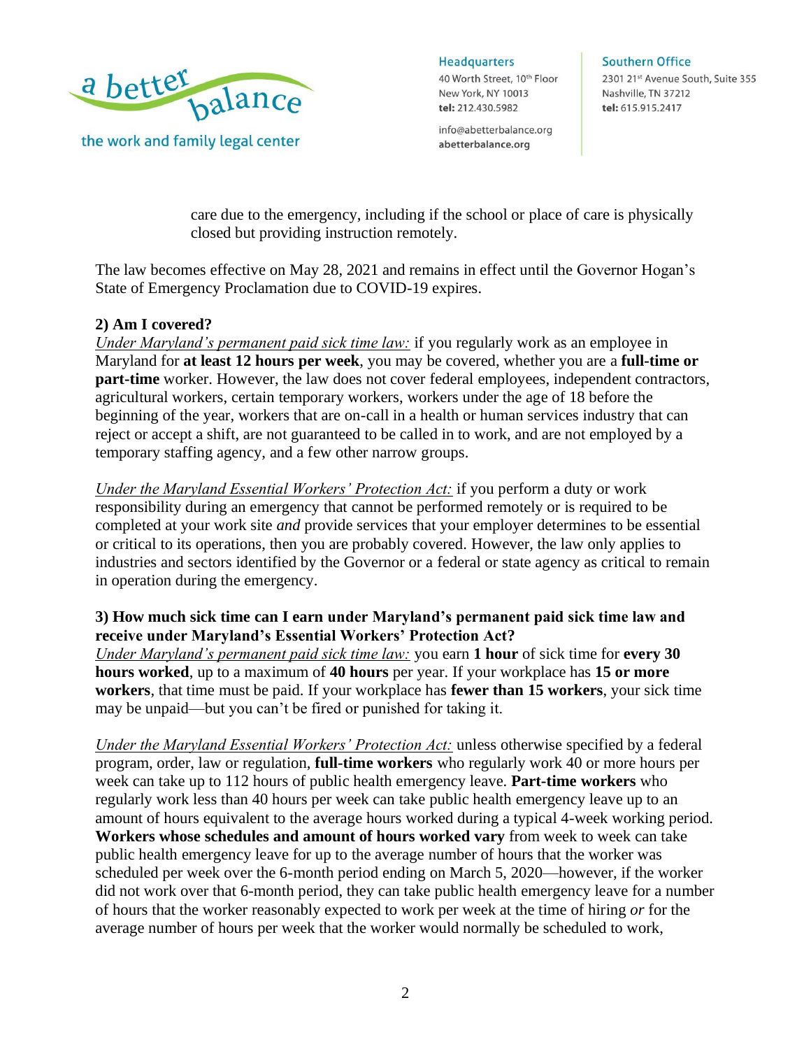care due to the emergency, including if the school or place of care is physically closed but providing instruction remotely.

The law becomes effective on May 28, 2021 and remains in effect until the Governor Hogan's State of Emergency Proclamation due to COVID-19 expires.

**2) Am I covered?**

*Under Maryland's permanent paid sick time law:* if you regularly work as an employee in Maryland for **at least 12 hours per week**, you may be covered, whether you are a **full-time or part-time** worker. However, the law does not cover federal employees, independent contractors, agricultural workers, certain temporary workers, workers under the age of 18 before the beginning of the year, workers that are on-call in a health or human services industry that can reject or accept a shift, are not guaranteed to be called in to work, and are not employed by a temporary staffing agency, and a few other narrow groups.

*Under the Maryland Essential Workers' Protection Act:* if you perform a duty or work responsibility during an emergency that cannot be performed remotely or is required to be completed at your work site *and* provide services that your employer determines to be essential or critical to its operations, then you are probably covered. However, the law only applies to industries and sectors identified by the Governor or a federal or state agency as critical to remain in operation during the emergency.

**3) How much sick time can I earn under Maryland's permanent paid sick time law and receive under Maryland's Essential Workers' Protection Act?**

*Under Maryland's permanent paid sick time law:* you earn **1 hour** of sick time for **every 30 hours worked**, up to a maximum of **40 hours** per year. If your workplace has **15 or more workers**, that time must be paid. If your workplace has **fewer than 15 workers**, your sick time may be unpaid—but you can't be fired or punished for taking it.

*Under the Maryland Essential Workers' Protection Act:* unless otherwise specified by a federal program, order, law or regulation, **full-time workers** who regularly work 40 or more hours per week can take up to 112 hours of public health emergency leave. **Part-time workers** who regularly work less than 40 hours per week can take public health emergency leave up to an amount of hours equivalent to the average hours worked during a typical 4-week working period. **Workers whose schedules and amount of hours worked vary** from week to week can take public health emergency leave for up to the average number of hours that the worker was scheduled per week over the 6-month period ending on March 5, 2020—however, if the worker did not work over that 6-month period, they can take public health emergency leave for a number of hours that the worker reasonably expected to work per week at the time of hiring *or* for the average number of hours per week that the worker would normally be scheduled to work,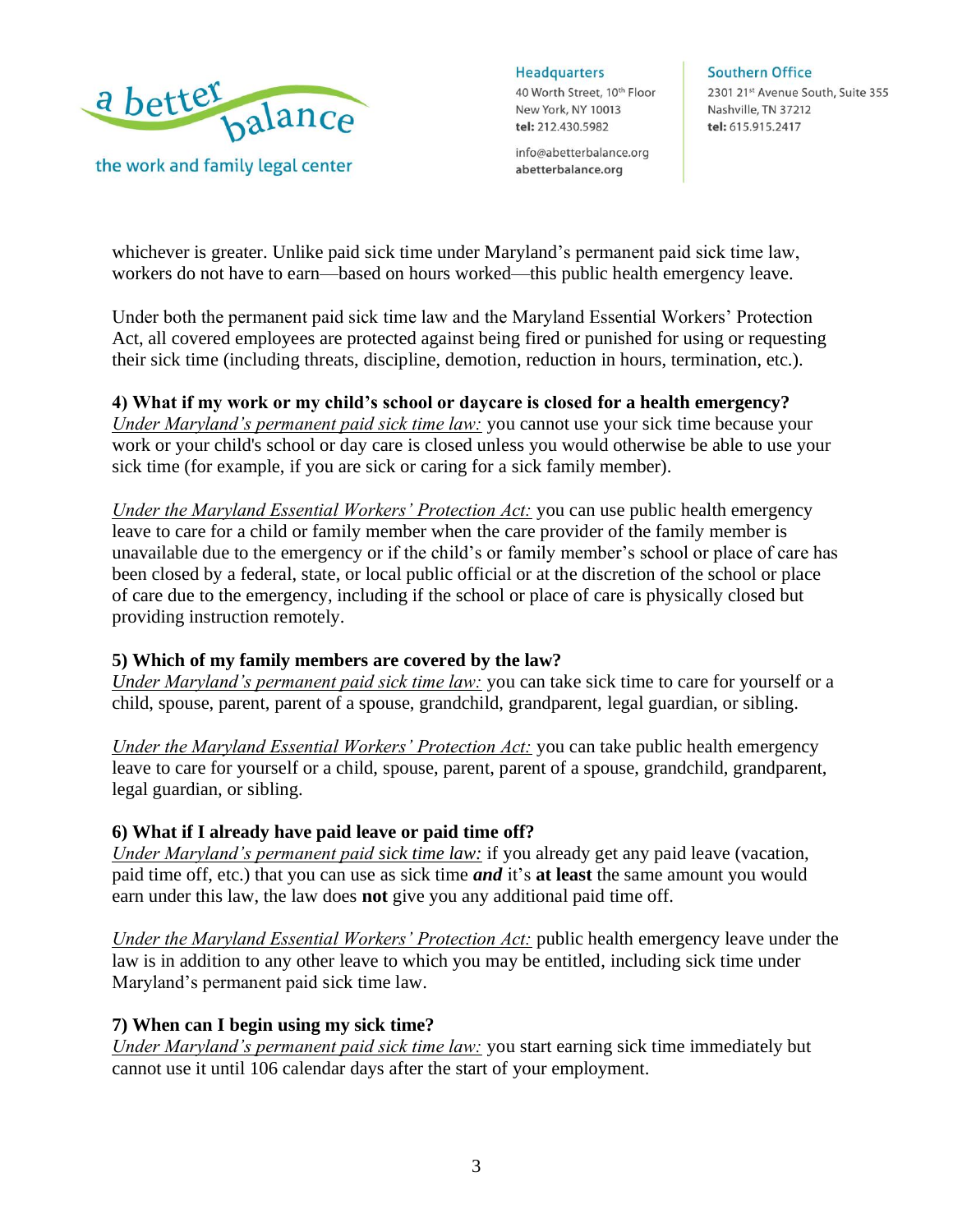whichever is greater. Unlike paid sick time under Maryland's permanent paid sick time law, workers do not have to earn—based on hours worked—this public health emergency leave.

Under both the permanent paid sick time law and the Maryland Essential Workers' Protection Act, all covered employees are protected against being fired or punished for using or requesting their sick time (including threats, discipline, demotion, reduction in hours, termination, etc.).

**4) What if my work or my child's school or daycare is closed for a health emergency?**

*Under Maryland's permanent paid sick time law:* you cannot use your sick time because your work or your child's school or day care is closed unless you would otherwise be able to use your sick time (for example, if you are sick or caring for a sick family member).

*Under the Maryland Essential Workers' Protection Act:* you can use public health emergency leave to care for a child or family member when the care provider of the family member is unavailable due to the emergency or if the child's or family member's school or place of care has been closed by a federal, state, or local public official or at the discretion of the school or place of care due to the emergency, including if the school or place of care is physically closed but providing instruction remotely.

**5) Which of my family members are covered by the law?**

*Under Maryland's permanent paid sick time law:* you can take sick time to care for yourself or a child, spouse, parent, parent of a spouse, grandchild, grandparent, legal guardian, or sibling.

*Under the Maryland Essential Workers' Protection Act:* you can take public health emergency leave to care for yourself or a child, spouse, parent, parent of a spouse, grandchild, grandparent, legal guardian, or sibling.

**6) What if I already have paid leave or paid time off?**

*Under Maryland's permanent paid sick time law:* if you already get any paid leave (vacation, paid time off, etc.) that you can use as sick time ***and*** it's **at least** the same amount you would earn under this law, the law does **not** give you any additional paid time off.

*Under the Maryland Essential Workers' Protection Act:* public health emergency leave under the law is in addition to any other leave to which you may be entitled, including sick time under Maryland's permanent paid sick time law.

**7) When can I begin using my sick time?**

*Under Maryland's permanent paid sick time law:* you start earning sick time immediately but cannot use it until 106 calendar days after the start of your employment.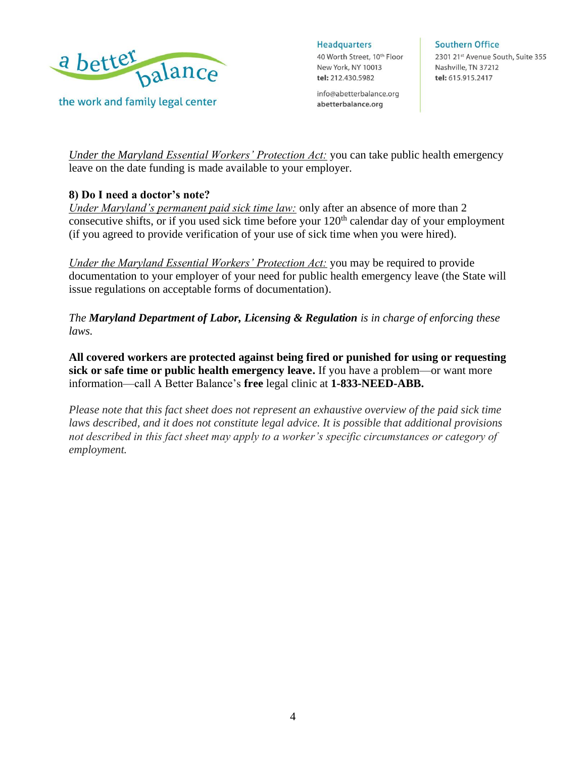*Under the Maryland Essential Workers' Protection Act:* you can take public health emergency leave on the date funding is made available to your employer.

**8) Do I need a doctor's note?**

*Under Maryland's permanent paid sick time law:* only after an absence of more than 2 consecutive shifts, or if you used sick time before your 120th calendar day of your employment (if you agreed to provide verification of your use of sick time when you were hired).

*Under the Maryland Essential Workers' Protection Act:* you may be required to provide documentation to your employer of your need for public health emergency leave (the State will issue regulations on acceptable forms of documentation).

*The **Maryland Department of Labor, Licensing & Regulation** is in charge of enforcing these laws.*

**All covered workers are protected against being fired or punished for using or requesting sick or safe time or public health emergency leave.** If you have a problem—or want more information—call A Better Balance's **free** legal clinic at **1-833-NEED-ABB.**

*Please note that this fact sheet does not represent an exhaustive overview of the paid sick time laws described, and it does not constitute legal advice. It is possible that additional provisions not described in this fact sheet may apply to a worker's specific circumstances or category of employment.*